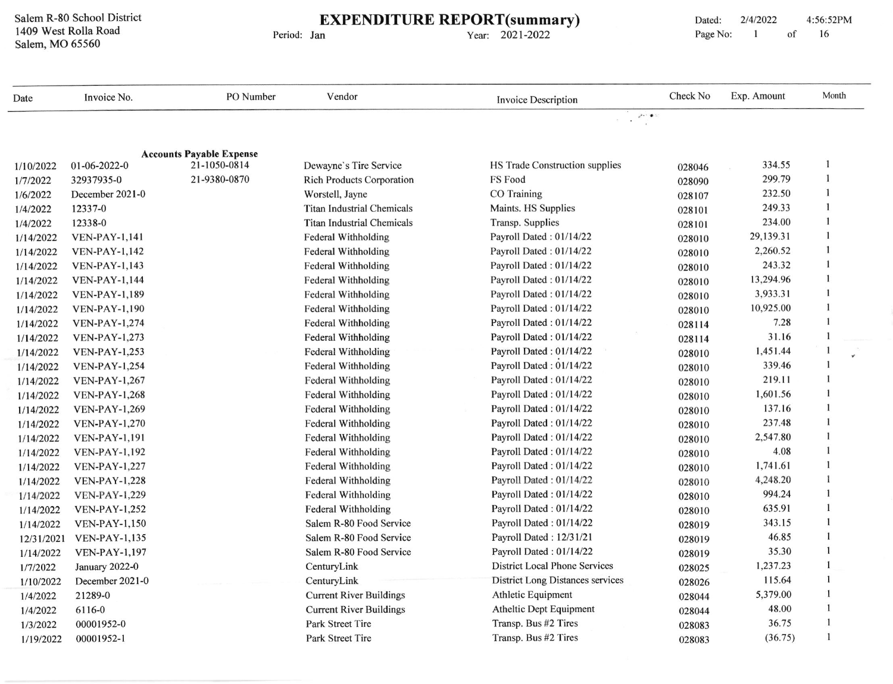Salem R-80 School District
1409 West Rolla Road
Salem, MO 65560

# EXPENDITURE REPORT(summary)

Period: Jan    Year: 2021-2022

Dated: 2/4/2022 4:56:52PM

| Date | Invoice No. | PO Number | Vendor | Invoice Description | Check No | Exp. Amount | Month |
|---|---|---|---|---|---|---|---|
| | **Accounts Payable Expense** | | | | | | |
| 1/10/2022 | 01-06-2022-0 | 21-1050-0814 | Dewayne's Tire Service | HS Trade Construction supplies | 028046 | 334.55 | 1 |
| 1/7/2022 | 32937935-0 | 21-9380-0870 | Rich Products Corporation | FS Food | 028090 | 299.79 | 1 |
| 1/6/2022 | December 2021-0 | | Worstell, Jayne | CO Training | 028107 | 232.50 | 1 |
| 1/4/2022 | 12337-0 | | Titan Industrial Chemicals | Maints. HS Supplies | 028101 | 249.33 | 1 |
| 1/4/2022 | 12338-0 | | Titan Industrial Chemicals | Transp. Supplies | 028101 | 234.00 | 1 |
| 1/14/2022 | VEN-PAY-1,141 | | Federal Withholding | Payroll Dated : 01/14/22 | 028010 | 29,139.31 | 1 |
| 1/14/2022 | VEN-PAY-1,142 | | Federal Withholding | Payroll Dated : 01/14/22 | 028010 | 2,260.52 | 1 |
| 1/14/2022 | VEN-PAY-1,143 | | Federal Withholding | Payroll Dated : 01/14/22 | 028010 | 243.32 | 1 |
| 1/14/2022 | VEN-PAY-1,144 | | Federal Withholding | Payroll Dated : 01/14/22 | 028010 | 13,294.96 | 1 |
| 1/14/2022 | VEN-PAY-1,189 | | Federal Withholding | Payroll Dated : 01/14/22 | 028010 | 3,933.31 | 1 |
| 1/14/2022 | VEN-PAY-1,190 | | Federal Withholding | Payroll Dated : 01/14/22 | 028010 | 10,925.00 | 1 |
| 1/14/2022 | VEN-PAY-1,274 | | Federal Withholding | Payroll Dated : 01/14/22 | 028114 | 7.28 | 1 |
| 1/14/2022 | VEN-PAY-1,273 | | Federal Withholding | Payroll Dated : 01/14/22 | 028114 | 31.16 | 1 |
| 1/14/2022 | VEN-PAY-1,253 | | Federal Withholding | Payroll Dated : 01/14/22 | 028010 | 1,451.44 | 1 |
| 1/14/2022 | VEN-PAY-1,254 | | Federal Withholding | Payroll Dated : 01/14/22 | 028010 | 339.46 | 1 |
| 1/14/2022 | VEN-PAY-1,267 | | Federal Withholding | Payroll Dated : 01/14/22 | 028010 | 219.11 | 1 |
| 1/14/2022 | VEN-PAY-1,268 | | Federal Withholding | Payroll Dated : 01/14/22 | 028010 | 1,601.56 | 1 |
| 1/14/2022 | VEN-PAY-1,269 | | Federal Withholding | Payroll Dated : 01/14/22 | 028010 | 137.16 | 1 |
| 1/14/2022 | VEN-PAY-1,270 | | Federal Withholding | Payroll Dated : 01/14/22 | 028010 | 237.48 | 1 |
| 1/14/2022 | VEN-PAY-1,191 | | Federal Withholding | Payroll Dated : 01/14/22 | 028010 | 2,547.80 | 1 |
| 1/14/2022 | VEN-PAY-1,192 | | Federal Withholding | Payroll Dated : 01/14/22 | 028010 | 4.08 | 1 |
| 1/14/2022 | VEN-PAY-1,227 | | Federal Withholding | Payroll Dated : 01/14/22 | 028010 | 1,741.61 | 1 |
| 1/14/2022 | VEN-PAY-1,228 | | Federal Withholding | Payroll Dated : 01/14/22 | 028010 | 4,248.20 | 1 |
| 1/14/2022 | VEN-PAY-1,229 | | Federal Withholding | Payroll Dated : 01/14/22 | 028010 | 994.24 | 1 |
| 1/14/2022 | VEN-PAY-1,252 | | Federal Withholding | Payroll Dated : 01/14/22 | 028010 | 635.91 | 1 |
| 1/14/2022 | VEN-PAY-1,150 | | Salem R-80 Food Service | Payroll Dated : 01/14/22 | 028019 | 343.15 | 1 |
| 12/31/2021 | VEN-PAY-1,135 | | Salem R-80 Food Service | Payroll Dated : 12/31/21 | 028019 | 46.85 | 1 |
| 1/14/2022 | VEN-PAY-1,197 | | Salem R-80 Food Service | Payroll Dated : 01/14/22 | 028019 | 35.30 | 1 |
| 1/7/2022 | January 2022-0 | | CenturyLink | District Local Phone Services | 028025 | 1,237.23 | 1 |
| 1/10/2022 | December 2021-0 | | CenturyLink | District Long Distances services | 028026 | 115.64 | 1 |
| 1/4/2022 | 21289-0 | | Current River Buildings | Athletic Equipment | 028044 | 5,379.00 | 1 |
| 1/4/2022 | 6116-0 | | Current River Buildings | Atheltic Dept Equipment | 028044 | 48.00 | 1 |
| 1/3/2022 | 00001952-0 | | Park Street Tire | Transp. Bus #2 Tires | 028083 | 36.75 | 1 |
| 1/19/2022 | 00001952-1 | | Park Street Tire | Transp. Bus #2 Tires | 028083 | (36.75) | 1 |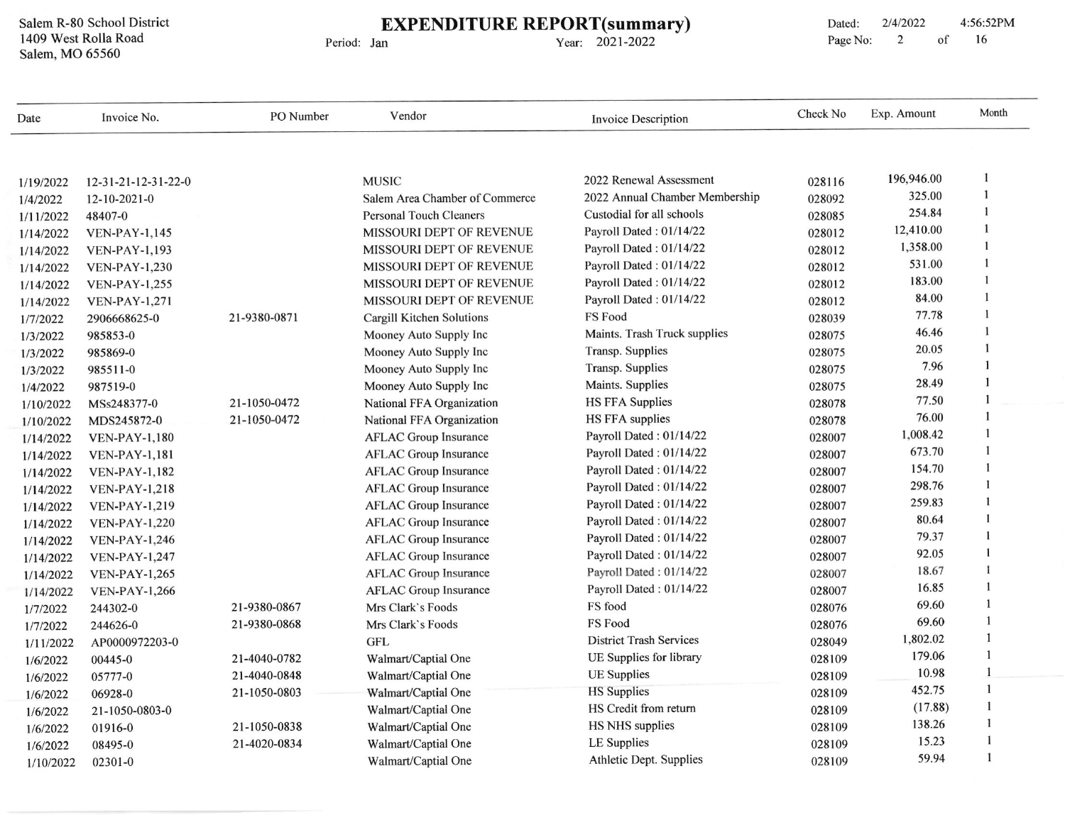Salem R-80 School District
1409 West Rolla Road
Salem, MO 65560

# EXPENDITURE REPORT(summary)

Period: Jan Year: 2021-2022

Dated: 2/4/2022 4:56:52PM

| Date | Invoice No. | PO Number | Vendor | Invoice Description | Check No | Exp. Amount | Month |
|---|---|---|---|---|---|---|---|
| 1/19/2022 | 12-31-21-12-31-22-0 | | MUSIC | 2022 Renewal Assessment | 028116 | 196,946.00 | 1 |
| 1/4/2022 | 12-10-2021-0 | | Salem Area Chamber of Commerce | 2022 Annual Chamber Membership | 028092 | 325.00 | 1 |
| 1/11/2022 | 48407-0 | | Personal Touch Cleaners | Custodial for all schools | 028085 | 254.84 | 1 |
| 1/14/2022 | VEN-PAY-1,145 | | MISSOURI DEPT OF REVENUE | Payroll Dated : 01/14/22 | 028012 | 12,410.00 | 1 |
| 1/14/2022 | VEN-PAY-1,193 | | MISSOURI DEPT OF REVENUE | Payroll Dated : 01/14/22 | 028012 | 1,358.00 | 1 |
| 1/14/2022 | VEN-PAY-1,230 | | MISSOURI DEPT OF REVENUE | Payroll Dated : 01/14/22 | 028012 | 531.00 | 1 |
| 1/14/2022 | VEN-PAY-1,255 | | MISSOURI DEPT OF REVENUE | Payroll Dated : 01/14/22 | 028012 | 183.00 | 1 |
| 1/14/2022 | VEN-PAY-1,271 | | MISSOURI DEPT OF REVENUE | Payroll Dated : 01/14/22 | 028012 | 84.00 | 1 |
| 1/7/2022 | 2906668625-0 | 21-9380-0871 | Cargill Kitchen Solutions | FS Food | 028039 | 77.78 | 1 |
| 1/3/2022 | 985853-0 | | Mooney Auto Supply Inc | Maints. Trash Truck supplies | 028075 | 46.46 | 1 |
| 1/3/2022 | 985869-0 | | Mooney Auto Supply Inc | Transp. Supplies | 028075 | 20.05 | 1 |
| 1/3/2022 | 985511-0 | | Mooney Auto Supply Inc | Transp. Supplies | 028075 | 7.96 | 1 |
| 1/4/2022 | 987519-0 | | Mooney Auto Supply Inc | Maints. Supplies | 028075 | 28.49 | 1 |
| 1/10/2022 | MSs248377-0 | 21-1050-0472 | National FFA Organization | HS FFA Supplies | 028078 | 77.50 | 1 |
| 1/10/2022 | MDS245872-0 | 21-1050-0472 | National FFA Organization | HS FFA supplies | 028078 | 76.00 | 1 |
| 1/14/2022 | VEN-PAY-1,180 | | AFLAC Group Insurance | Payroll Dated : 01/14/22 | 028007 | 1,008.42 | 1 |
| 1/14/2022 | VEN-PAY-1,181 | | AFLAC Group Insurance | Payroll Dated : 01/14/22 | 028007 | 673.70 | 1 |
| 1/14/2022 | VEN-PAY-1,182 | | AFLAC Group Insurance | Payroll Dated : 01/14/22 | 028007 | 154.70 | 1 |
| 1/14/2022 | VEN-PAY-1,218 | | AFLAC Group Insurance | Payroll Dated : 01/14/22 | 028007 | 298.76 | 1 |
| 1/14/2022 | VEN-PAY-1,219 | | AFLAC Group Insurance | Payroll Dated : 01/14/22 | 028007 | 259.83 | 1 |
| 1/14/2022 | VEN-PAY-1,220 | | AFLAC Group Insurance | Payroll Dated : 01/14/22 | 028007 | 80.64 | 1 |
| 1/14/2022 | VEN-PAY-1,246 | | AFLAC Group Insurance | Payroll Dated : 01/14/22 | 028007 | 79.37 | 1 |
| 1/14/2022 | VEN-PAY-1,247 | | AFLAC Group Insurance | Payroll Dated : 01/14/22 | 028007 | 92.05 | 1 |
| 1/14/2022 | VEN-PAY-1,265 | | AFLAC Group Insurance | Payroll Dated : 01/14/22 | 028007 | 18.67 | 1 |
| 1/14/2022 | VEN-PAY-1,266 | | AFLAC Group Insurance | Payroll Dated : 01/14/22 | 028007 | 16.85 | 1 |
| 1/7/2022 | 244302-0 | 21-9380-0867 | Mrs Clark`s Foods | FS food | 028076 | 69.60 | 1 |
| 1/7/2022 | 244626-0 | 21-9380-0868 | Mrs Clark`s Foods | FS Food | 028076 | 69.60 | 1 |
| 1/11/2022 | AP0000972203-0 | | GFL | District Trash Services | 028049 | 1,802.02 | 1 |
| 1/6/2022 | 00445-0 | 21-4040-0782 | Walmart/Captial One | UE Supplies for library | 028109 | 179.06 | 1 |
| 1/6/2022 | 05777-0 | 21-4040-0848 | Walmart/Captial One | UE Supplies | 028109 | 10.98 | 1 |
| 1/6/2022 | 06928-0 | 21-1050-0803 | Walmart/Captial One | HS Supplies | 028109 | 452.75 | 1 |
| 1/6/2022 | 21-1050-0803-0 | | Walmart/Captial One | HS Credit from return | 028109 | (17.88) | 1 |
| 1/6/2022 | 01916-0 | 21-1050-0838 | Walmart/Captial One | HS NHS supplies | 028109 | 138.26 | 1 |
| 1/6/2022 | 08495-0 | 21-4020-0834 | Walmart/Captial One | LE Supplies | 028109 | 15.23 | 1 |
| 1/10/2022 | 02301-0 | | Walmart/Captial One | Athletic Dept. Supplies | 028109 | 59.94 | 1 |